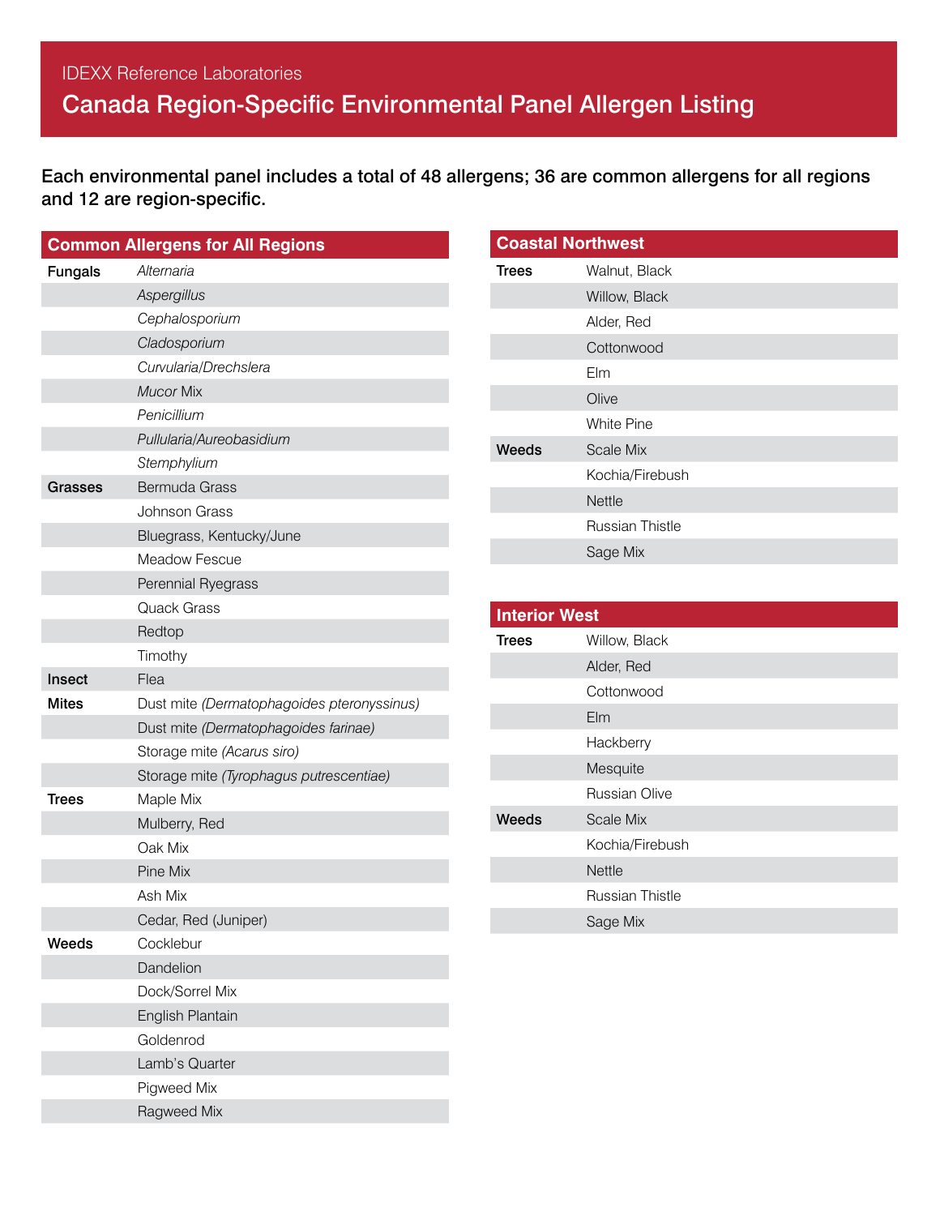IDEXX Reference Laboratories

# Canada Region-Specific Environmental Panel Allergen Listing

**Each environmental panel includes a total of 48 allergens; 36 are common allergens for all regions and 12 are region-specific.**

## Common Allergens for All Regions

| Category | Allergen |
|---|---|
| **Fungals** | *Alternaria* |
| | *Aspergillus* |
| | *Cephalosporium* |
| | *Cladosporium* |
| | *Curvularia/Drechslera* |
| | *Mucor* Mix |
| | *Penicillium* |
| | *Pullularia/Aureobasidium* |
| | *Stemphylium* |
| **Grasses** | Bermuda Grass |
| | Johnson Grass |
| | Bluegrass, Kentucky/June |
| | Meadow Fescue |
| | Perennial Ryegrass |
| | Quack Grass |
| | Redtop |
| | Timothy |
| **Insect** | Flea |
| **Mites** | Dust mite *(Dermatophagoides pteronyssinus)* |
| | Dust mite *(Dermatophagoides farinae)* |
| | Storage mite *(Acarus siro)* |
| | Storage mite *(Tyrophagus putrescentiae)* |
| **Trees** | Maple Mix |
| | Mulberry, Red |
| | Oak Mix |
| | Pine Mix |
| | Ash Mix |
| | Cedar, Red (Juniper) |
| **Weeds** | Cocklebur |
| | Dandelion |
| | Dock/Sorrel Mix |
| | English Plantain |
| | Goldenrod |
| | Lamb's Quarter |
| | Pigweed Mix |
| | Ragweed Mix |

## Coastal Northwest

| Category | Allergen |
|---|---|
| **Trees** | Walnut, Black |
| | Willow, Black |
| | Alder, Red |
| | Cottonwood |
| | Elm |
| | Olive |
| | White Pine |
| **Weeds** | Scale Mix |
| | Kochia/Firebush |
| | Nettle |
| | Russian Thistle |
| | Sage Mix |

## Interior West

| Category | Allergen |
|---|---|
| **Trees** | Willow, Black |
| | Alder, Red |
| | Cottonwood |
| | Elm |
| | Hackberry |
| | Mesquite |
| | Russian Olive |
| **Weeds** | Scale Mix |
| | Kochia/Firebush |
| | Nettle |
| | Russian Thistle |
| | Sage Mix |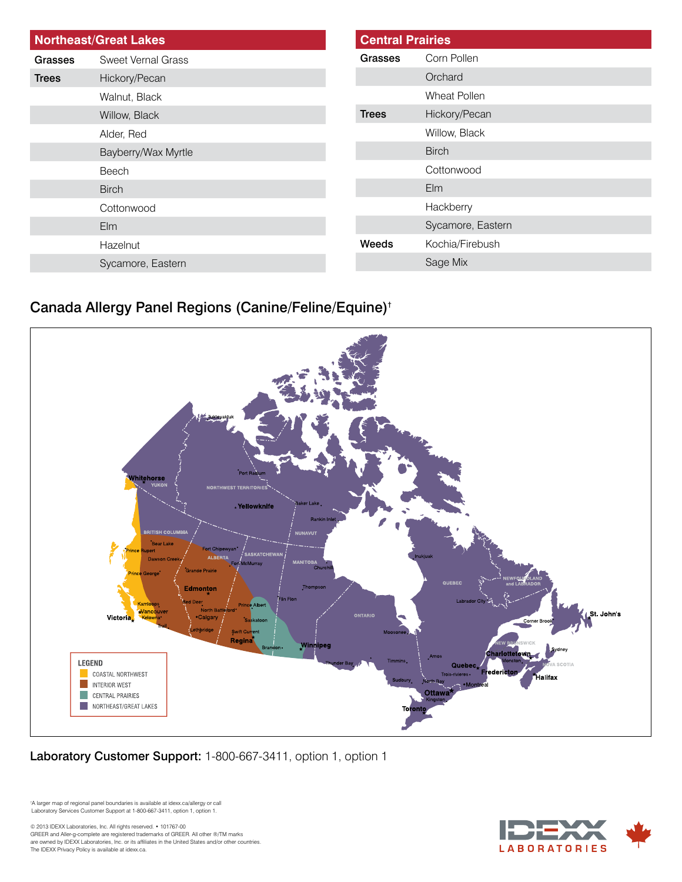## Northeast/Great Lakes

| | |
|---|---|
| **Grasses** | Sweet Vernal Grass |
| **Trees** | Hickory/Pecan |
| | Walnut, Black |
| | Willow, Black |
| | Alder, Red |
| | Bayberry/Wax Myrtle |
| | Beech |
| | Birch |
| | Cottonwood |
| | Elm |
| | Hazelnut |
| | Sycamore, Eastern |

## Central Prairies

| | |
|---|---|
| **Grasses** | Corn Pollen |
| | Orchard |
| | Wheat Pollen |
| **Trees** | Hickory/Pecan |
| | Willow, Black |
| | Birch |
| | Cottonwood |
| | Elm |
| | Hackberry |
| | Sycamore, Eastern |
| **Weeds** | Kochia/Firebush |
| | Sage Mix |

## Canada Allergy Panel Regions (Canine/Feline/Equine)†

Tuktoyaktuk
Whitehorse
YUKON
Port Radium
NORTHWEST TERRITORIES
Yellowknife
Baker Lake
Rankin Inlet
NUNAVUT
BRITISH COLUMBIA
Bear Lake
Prince Rupert
Dawson Creek
Fort Chipewyan
ALBERTA
SASKATCHEWAN
Fort McMurray
MANITOBA
Churchill
Inukjuak
QUEBEC
NEWFOUNDLAND and LABRADOR
Prince George
Grande Prairie
Edmonton
Thompson
Flin Flon
Labrador City
Kamloops
Vancouver
Victoria
Kelowna
Red Deer
North Battleford
Calgary
Prince Albert
Saskatoon
St. John's
Corner Brook
Trail
Lethbridge
Swift Current
Regina
Brandon
Winnipeg
ONTARIO
Moosonee
NEW BRUNSWICK
Sydney
Charlottetown
Moncton
NOVA SCOTIA
Amos
Quebec
Fredericton
Halifax
Thunder Bay
Timmins
Trois-rivieres
Sudbury
North Bay
Montreal
Ottawa
Kingston
Toronto

LEGEND
COASTAL NORTHWEST
INTERIOR WEST
CENTRAL PRAIRIES
NORTHEAST/GREAT LAKES

**Laboratory Customer Support:** 1-800-667-3411, option 1, option 1

†A larger map of regional panel boundaries is available at idexx.ca/allergy or call Laboratory Services Customer Support at 1-800-667-3411, option 1, option 1.

© 2013 IDEXX Laboratories, Inc. All rights reserved. • 101767-00
GREER and Aller-g-complete are registered trademarks of GREER. All other ®/TM marks are owned by IDEXX Laboratories, Inc. or its affiliates in the United States and/or other countries.
The IDEXX Privacy Policy is available at idexx.ca.

IDEXX LABORATORIES